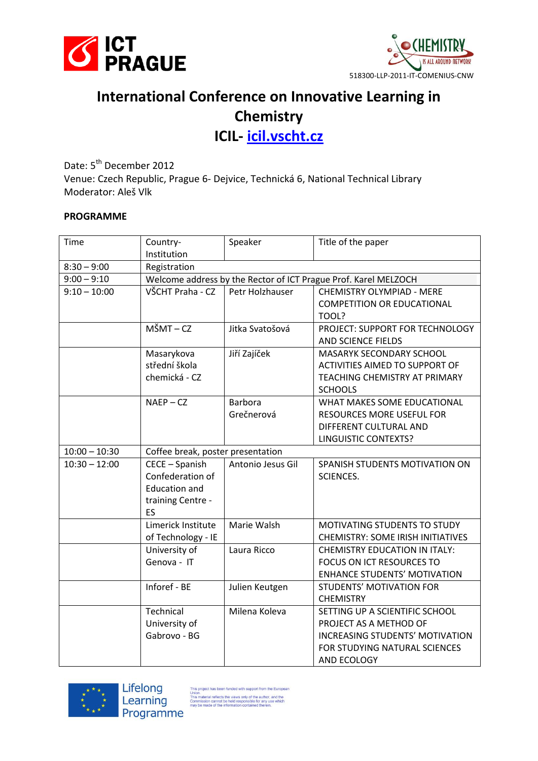518300-LLP-2011-IT-COMENIUS-CNW

# International Conference on Innovative Learning in Chemistry

## ICIL- icil.vscht.cz

Date: 5th December 2012
Venue: Czech Republic, Prague 6- Dejvice, Technická 6, National Technical Library
Moderator: Aleš Vlk

**PROGRAMME**

| Time | Country-Institution | Speaker | Title of the paper |
|---|---|---|---|
| 8:30 – 9:00 | Registration | | |
| 9:00 – 9:10 | Welcome address by the Rector of ICT Prague Prof. Karel MELZOCH | | |
| 9:10 – 10:00 | VŠCHT Praha - CZ | Petr Holzhauser | CHEMISTRY OLYMPIAD - MERE COMPETITION OR EDUCATIONAL TOOL? |
| | MŠMT – CZ | Jitka Svatošová | PROJECT: SUPPORT FOR TECHNOLOGY AND SCIENCE FIELDS |
| | Masarykova střední škola chemická - CZ | Jiří Zajíček | MASARYK SECONDARY SCHOOL ACTIVITIES AIMED TO SUPPORT OF TEACHING CHEMISTRY AT PRIMARY SCHOOLS |
| | NAEP – CZ | Barbora Grečnerová | WHAT MAKES SOME EDUCATIONAL RESOURCES MORE USEFUL FOR DIFFERENT CULTURAL AND LINGUISTIC CONTEXTS? |
| 10:00 – 10:30 | Coffee break, poster presentation | | |
| 10:30 – 12:00 | CECE – Spanish Confederation of Education and training Centre - ES | Antonio Jesus Gil | SPANISH STUDENTS MOTIVATION ON SCIENCES. |
| | Limerick Institute of Technology - IE | Marie Walsh | MOTIVATING STUDENTS TO STUDY CHEMISTRY: SOME IRISH INITIATIVES |
| | University of Genova - IT | Laura Ricco | CHEMISTRY EDUCATION IN ITALY: FOCUS ON ICT RESOURCES TO ENHANCE STUDENTS' MOTIVATION |
| | Inforef - BE | Julien Keutgen | STUDENTS' MOTIVATION FOR CHEMISTRY |
| | Technical University of Gabrovo - BG | Milena Koleva | SETTING UP A SCIENTIFIC SCHOOL PROJECT AS A METHOD OF INCREASING STUDENTS' MOTIVATION FOR STUDYING NATURAL SCIENCES AND ECOLOGY |

Lifelong Learning Programme

This project has been funded with support from the European Union. This material reflects the views only of the author, and the Commission cannot be held responsible for any use which may be made of the information contained therein.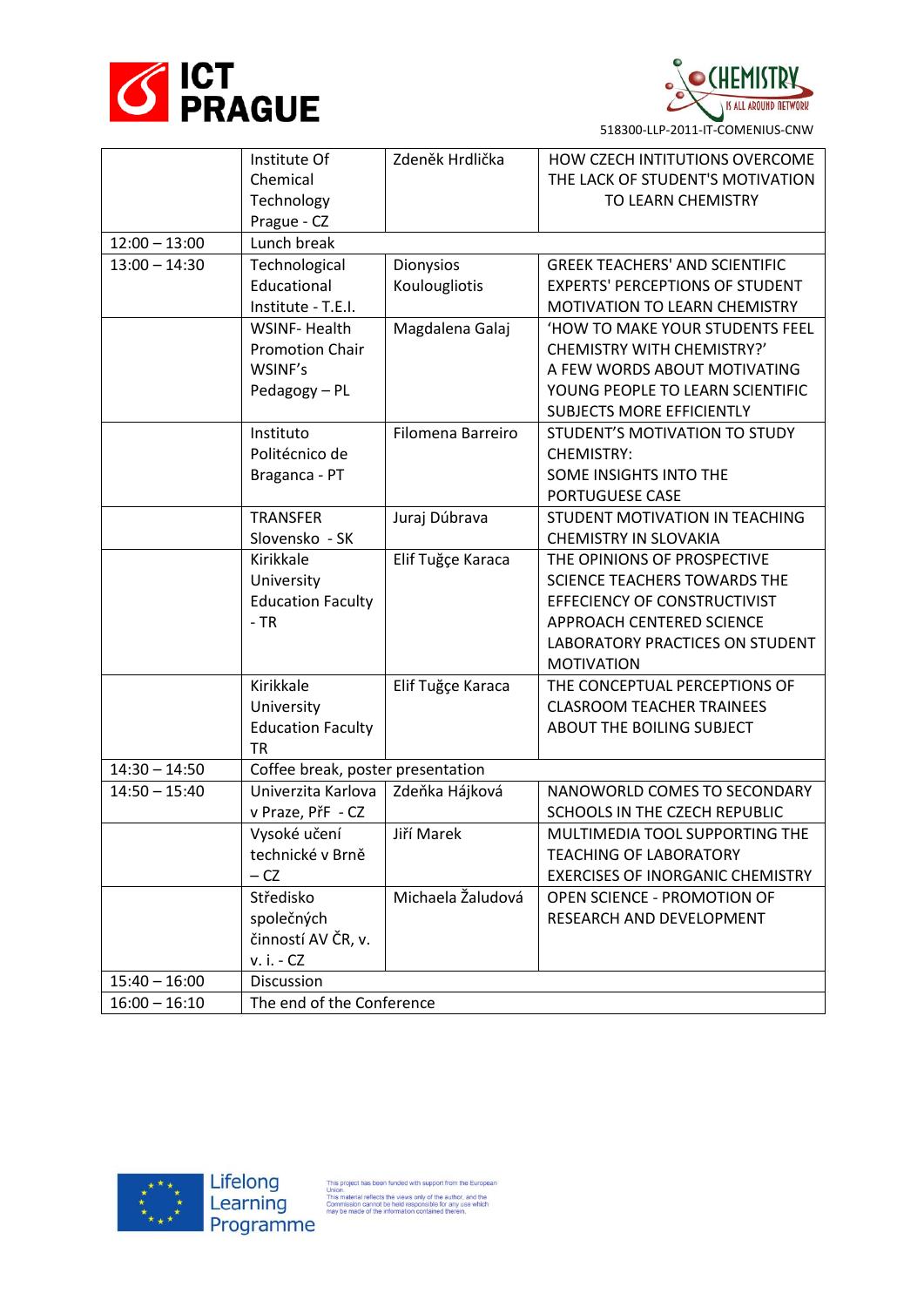518300-LLP-2011-IT-COMENIUS-CNW

| | | | |
|---|---|---|---|
| | Institute Of Chemical Technology Prague - CZ | Zdeněk Hrdlička | HOW CZECH INTITUTIONS OVERCOME THE LACK OF STUDENT'S MOTIVATION TO LEARN CHEMISTRY |
| 12:00 – 13:00 | Lunch break | | |
| 13:00 – 14:30 | Technological Educational Institute - T.E.I. | Dionysios Koulougliotis | GREEK TEACHERS' AND SCIENTIFIC EXPERTS' PERCEPTIONS OF STUDENT MOTIVATION TO LEARN CHEMISTRY |
| | WSINF- Health Promotion Chair WSINF's Pedagogy – PL | Magdalena Galaj | 'HOW TO MAKE YOUR STUDENTS FEEL CHEMISTRY WITH CHEMISTRY?' A FEW WORDS ABOUT MOTIVATING YOUNG PEOPLE TO LEARN SCIENTIFIC SUBJECTS MORE EFFICIENTLY |
| | Instituto Politécnico de Braganca - PT | Filomena Barreiro | STUDENT'S MOTIVATION TO STUDY CHEMISTRY: SOME INSIGHTS INTO THE PORTUGUESE CASE |
| | TRANSFER Slovensko - SK | Juraj Dúbrava | STUDENT MOTIVATION IN TEACHING CHEMISTRY IN SLOVAKIA |
| | Kirikkale University Education Faculty - TR | Elif Tuğçe Karaca | THE OPINIONS OF PROSPECTIVE SCIENCE TEACHERS TOWARDS THE EFFECIENCY OF CONSTRUCTIVIST APPROACH CENTERED SCIENCE LABORATORY PRACTICES ON STUDENT MOTIVATION |
| | Kirikkale University Education Faculty TR | Elif Tuğçe Karaca | THE CONCEPTUAL PERCEPTIONS OF CLASROOM TEACHER TRAINEES ABOUT THE BOILING SUBJECT |
| 14:30 – 14:50 | Coffee break, poster presentation | | |
| 14:50 – 15:40 | Univerzita Karlova v Praze, PřF - CZ | Zdeňka Hájková | NANOWORLD COMES TO SECONDARY SCHOOLS IN THE CZECH REPUBLIC |
| | Vysoké učení technické v Brně – CZ | Jiří Marek | MULTIMEDIA TOOL SUPPORTING THE TEACHING OF LABORATORY EXERCISES OF INORGANIC CHEMISTRY |
| | Středisko společných činností AV ČR, v. v. i. - CZ | Michaela Žaludová | OPEN SCIENCE - PROMOTION OF RESEARCH AND DEVELOPMENT |
| 15:40 – 16:00 | Discussion | | |
| 16:00 – 16:10 | The end of the Conference | | |

Lifelong Learning Programme

This project has been funded with support from the European Union.
This material reflects the views only of the author, and the Commission cannot be held responsible for any use which may be made of the information contained therein.